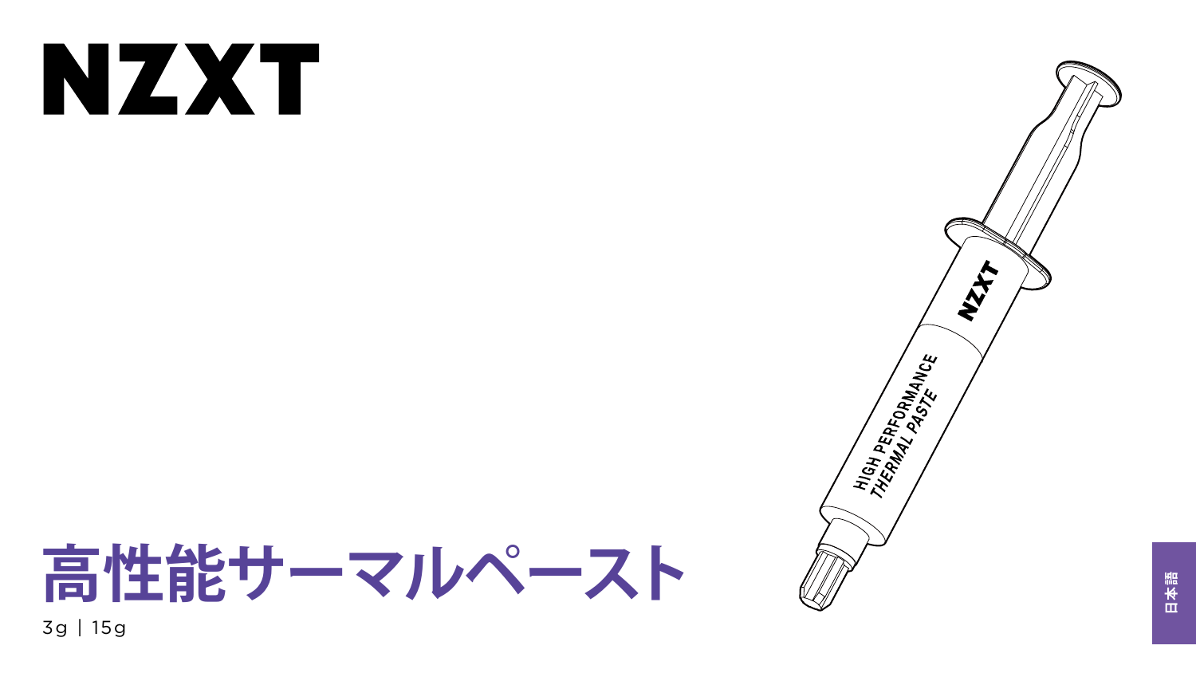# NZXT

# 高性能サーマルペースト

3g | 15g

日本語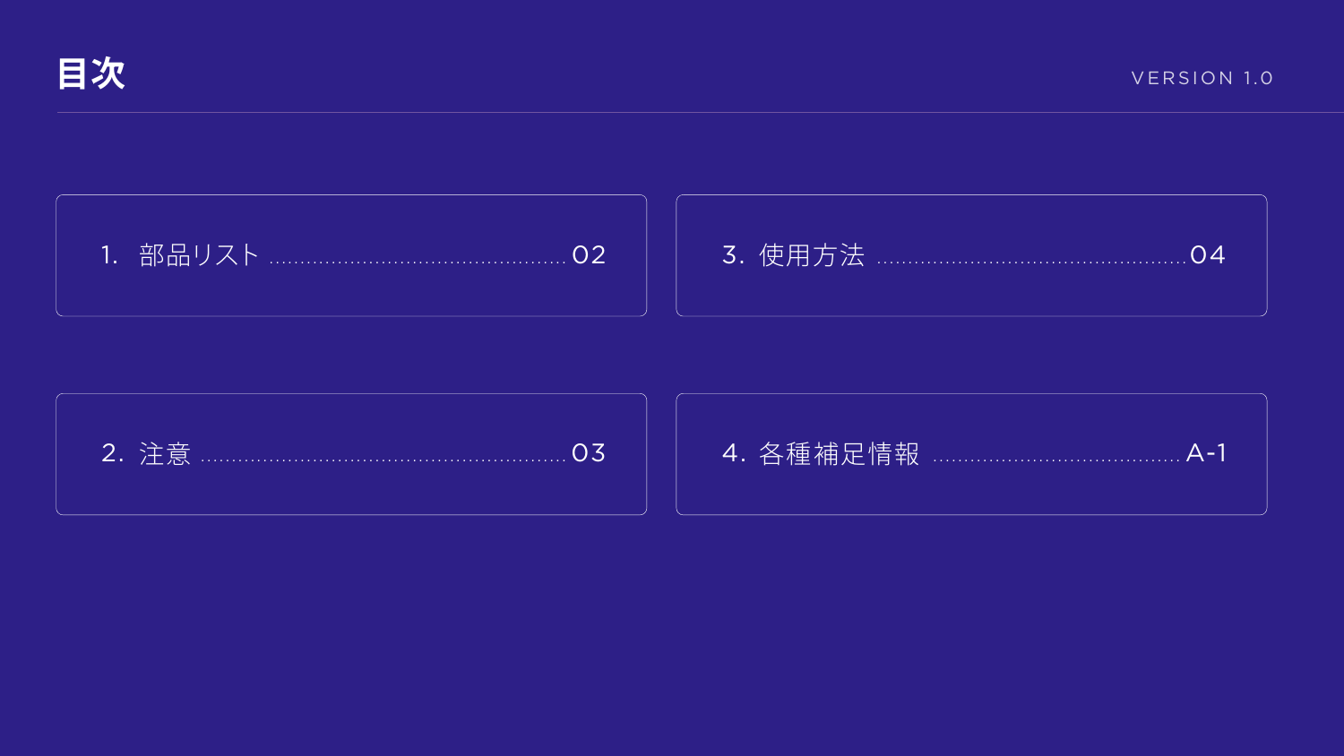# 目次

VERSION 1.0

1. 部品リスト ........ 02
2. 注意 ........ 03
3. 使用方法 ........ 04
4. 各種補足情報 ........ A-1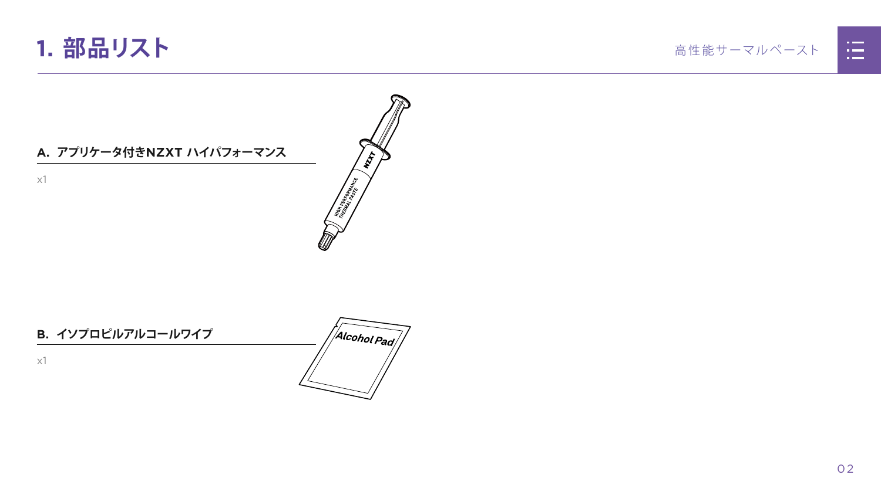# 1. 部品リスト

## A. アプリケータ付きNZXT ハイパフォーマンス

x1

## B. イソプロピルアルコールワイプ

x1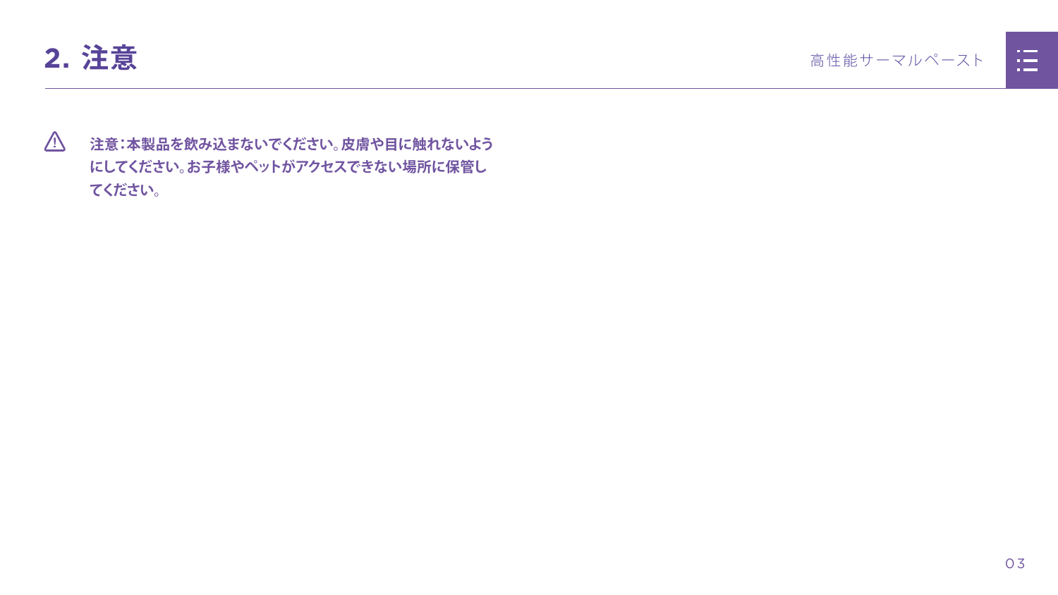## 2. 注意

⚠ **注意：本製品を飲み込まないでください。皮膚や目に触れないようにしてください。お子様やペットがアクセスできない場所に保管してください。**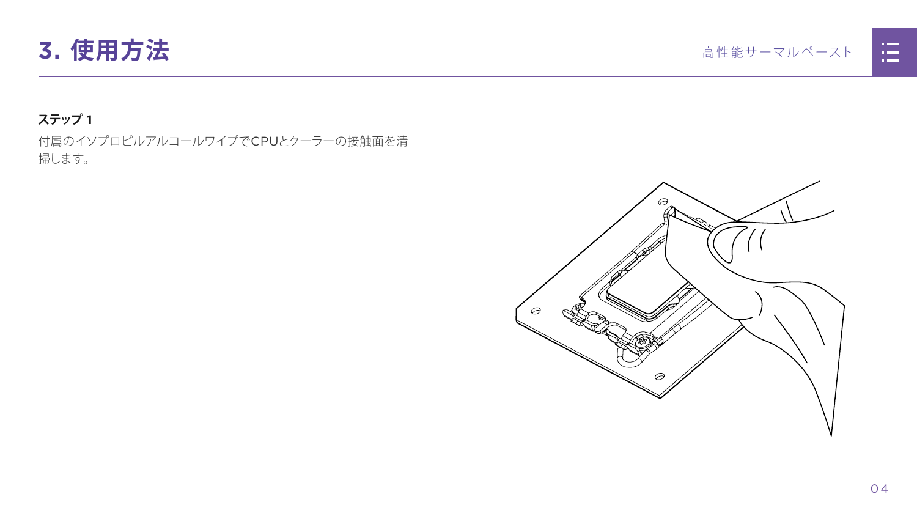# 3. 使用方法

**ステップ 1**

付属のイソプロピルアルコールワイプでCPUとクーラーの接触面を清掃します。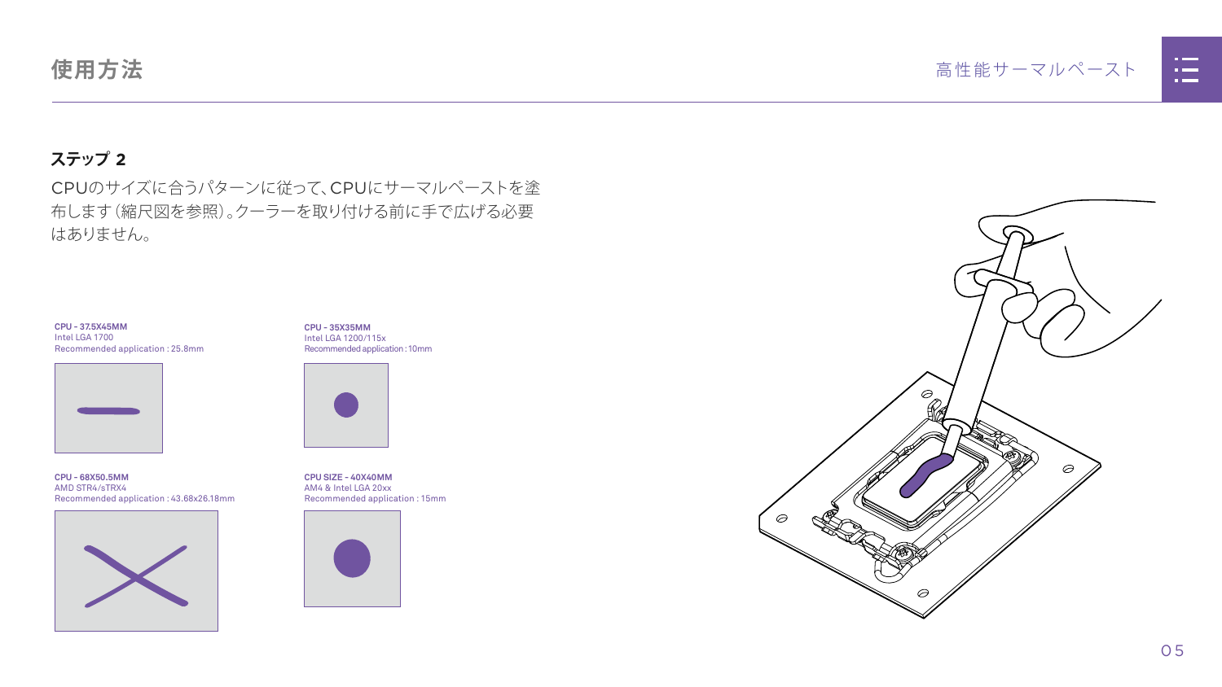# 使用方法

## ステップ 2

CPUのサイズに合うパターンに従って、CPUにサーマルペーストを塗布します（縮尺図を参照）。クーラーを取り付ける前に手で広げる必要はありません。

**CPU - 37.5X45MM**
Intel LGA 1700
Recommended application : 25.8mm

**CPU - 35X35MM**
Intel LGA 1200/115x
Recommended application : 10mm

**CPU - 68X50.5MM**
AMD STR4/sTRX4
Recommended application : 43.68x26.18mm

**CPU SIZE - 40X40MM**
AM4 & Intel LGA 20xx
Recommended application : 15mm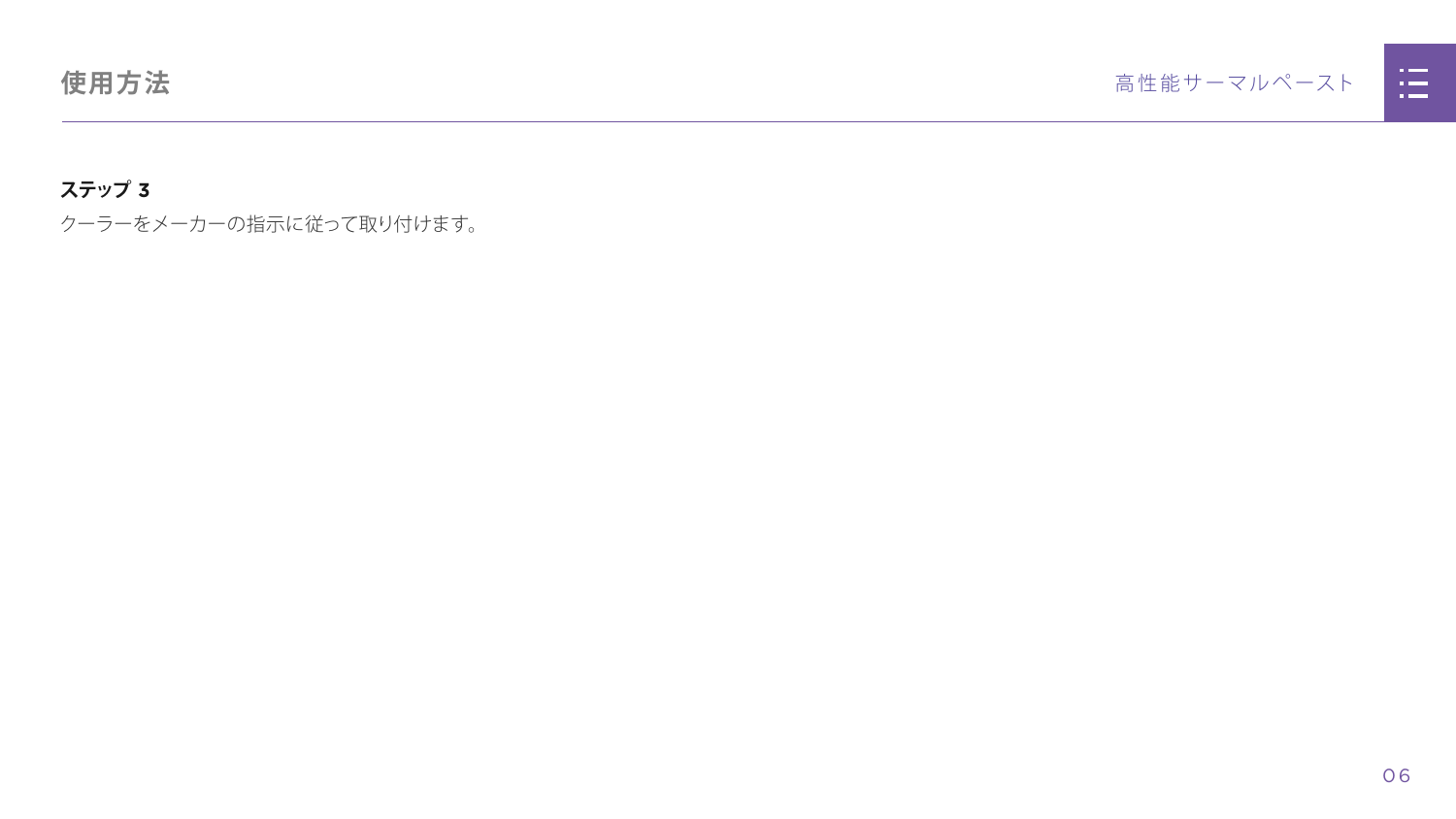## 使用方法

**ステップ 3**

クーラーをメーカーの指示に従って取り付けます。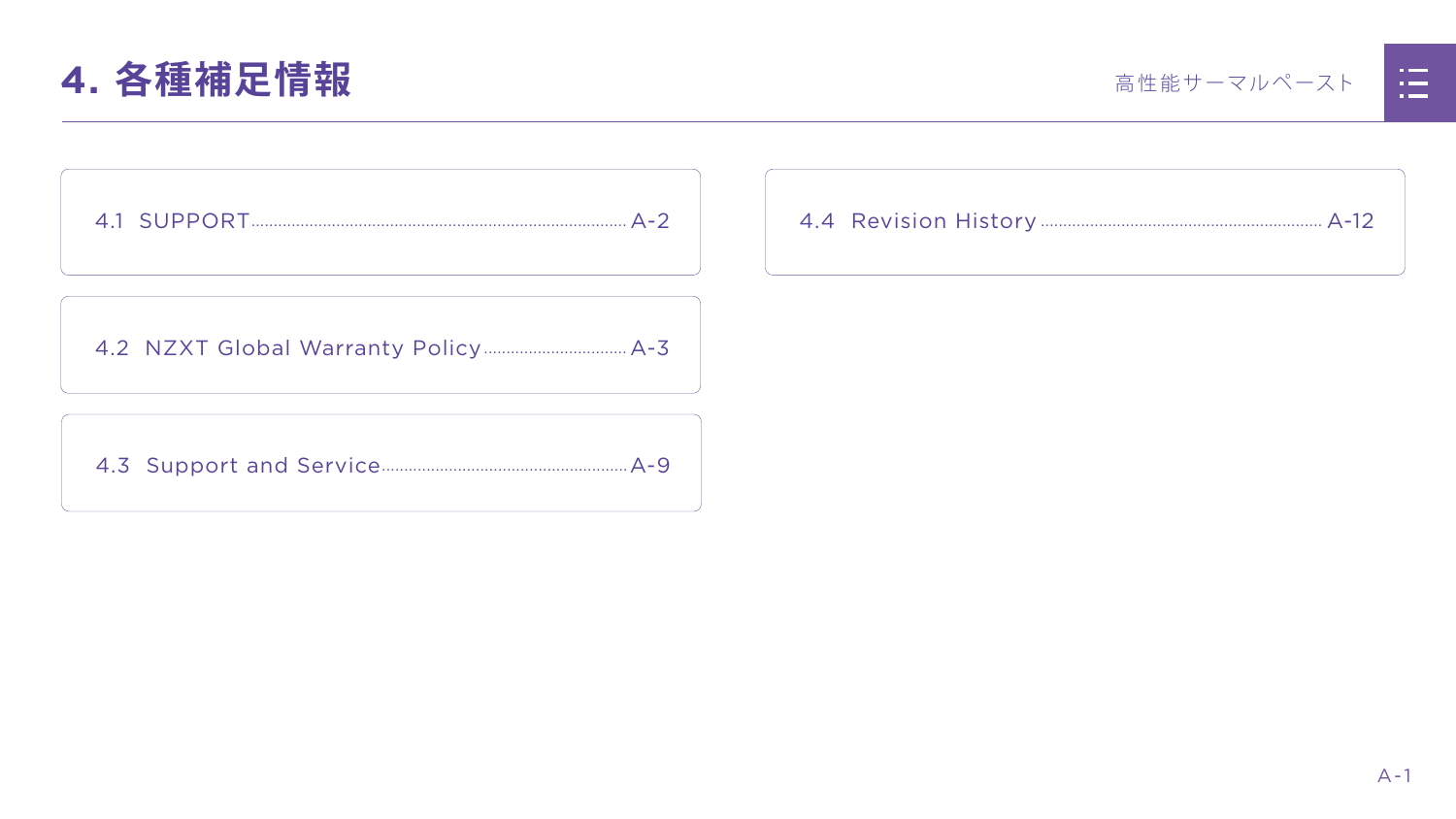# 4. 各種補足情報

- 4.1 SUPPORT ........ A-2
- 4.2 NZXT Global Warranty Policy ........ A-3
- 4.3 Support and Service ........ A-9
- 4.4 Revision History ........ A-12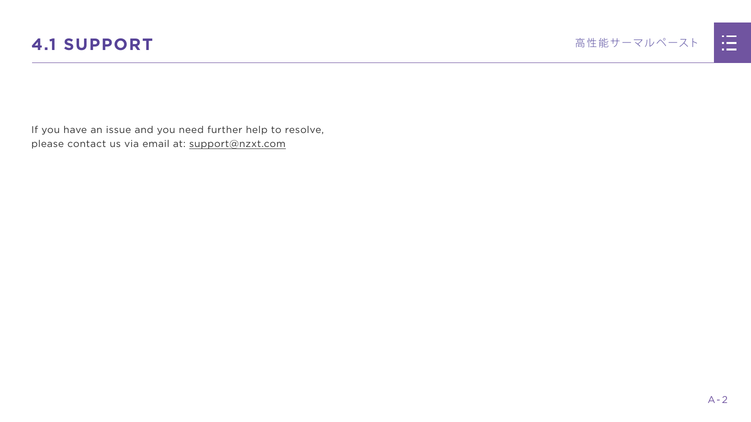## 4.1 SUPPORT

If you have an issue and you need further help to resolve,
please contact us via email at: support@nzxt.com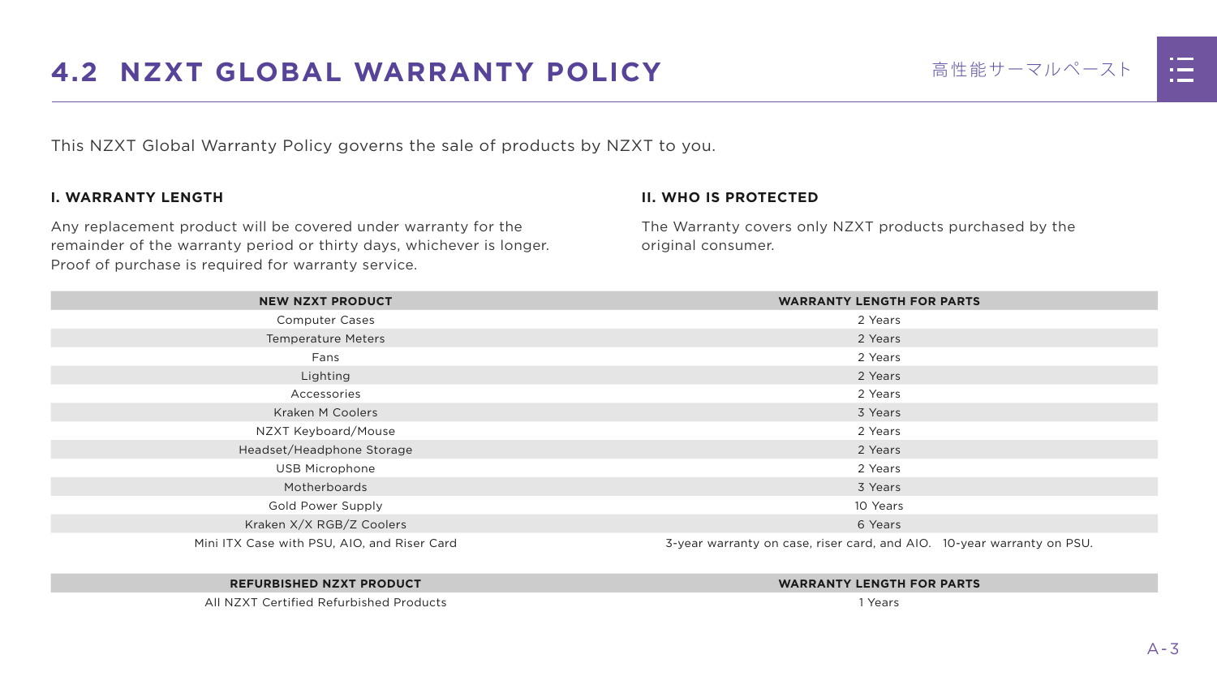## 4.2 NZXT GLOBAL WARRANTY POLICY

This NZXT Global Warranty Policy governs the sale of products by NZXT to you.

### I. WARRANTY LENGTH

Any replacement product will be covered under warranty for the remainder of the warranty period or thirty days, whichever is longer. Proof of purchase is required for warranty service.

### II. WHO IS PROTECTED

The Warranty covers only NZXT products purchased by the original consumer.

| NEW NZXT PRODUCT | WARRANTY LENGTH FOR PARTS |
|---|---|
| Computer Cases | 2 Years |
| Temperature Meters | 2 Years |
| Fans | 2 Years |
| Lighting | 2 Years |
| Accessories | 2 Years |
| Kraken M Coolers | 3 Years |
| NZXT Keyboard/Mouse | 2 Years |
| Headset/Headphone Storage | 2 Years |
| USB Microphone | 2 Years |
| Motherboards | 3 Years |
| Gold Power Supply | 10 Years |
| Kraken X/X RGB/Z Coolers | 6 Years |
| Mini ITX Case with PSU, AIO, and Riser Card | 3-year warranty on case, riser card, and AIO. 10-year warranty on PSU. |

| REFURBISHED NZXT PRODUCT | WARRANTY LENGTH FOR PARTS |
|---|---|
| All NZXT Certified Refurbished Products | 1 Years |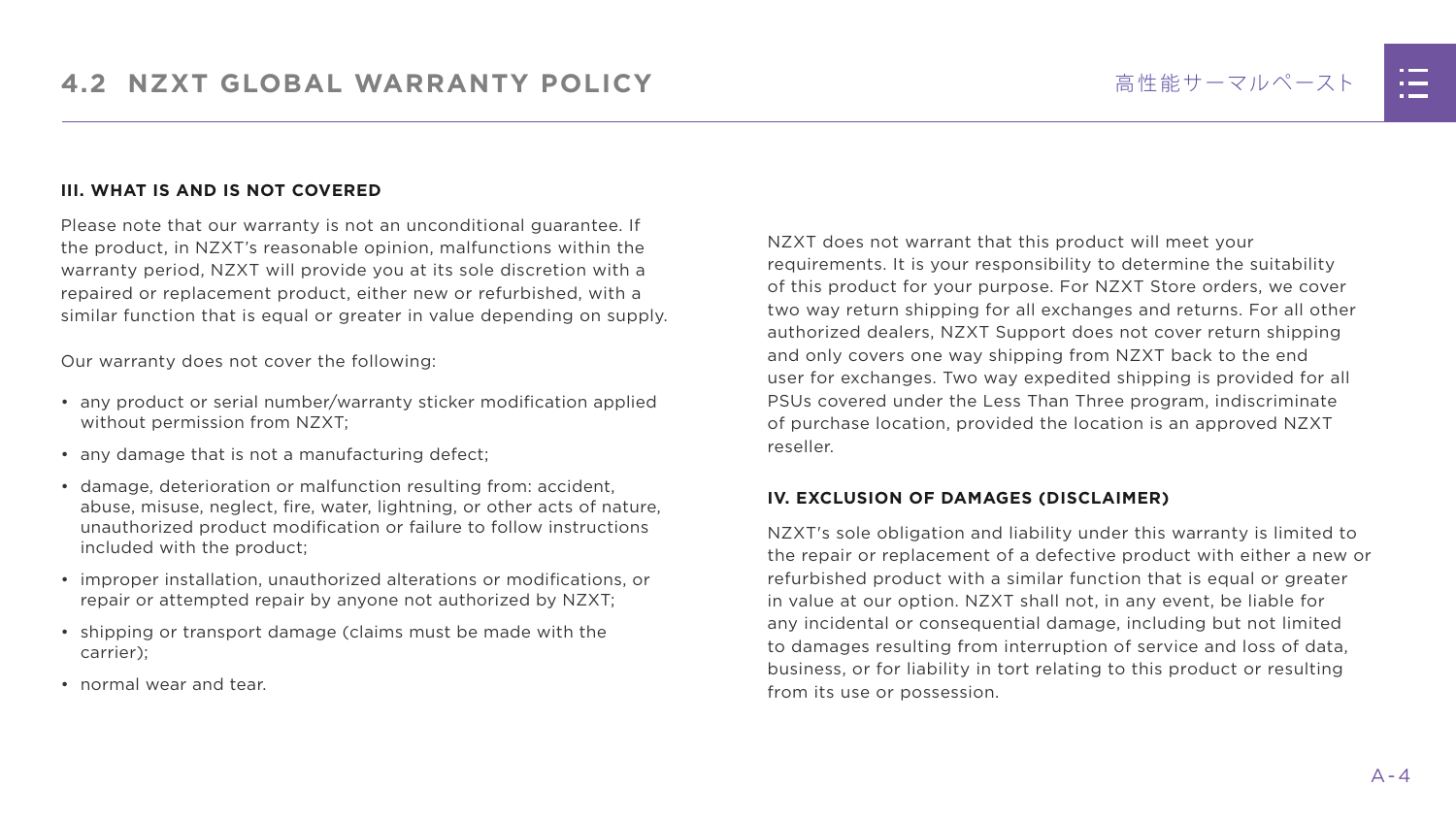## III. WHAT IS AND IS NOT COVERED

Please note that our warranty is not an unconditional guarantee. If the product, in NZXT's reasonable opinion, malfunctions within the warranty period, NZXT will provide you at its sole discretion with a repaired or replacement product, either new or refurbished, with a similar function that is equal or greater in value depending on supply.

Our warranty does not cover the following:

- any product or serial number/warranty sticker modification applied without permission from NZXT;
- any damage that is not a manufacturing defect;
- damage, deterioration or malfunction resulting from: accident, abuse, misuse, neglect, fire, water, lightning, or other acts of nature, unauthorized product modification or failure to follow instructions included with the product;
- improper installation, unauthorized alterations or modifications, or repair or attempted repair by anyone not authorized by NZXT;
- shipping or transport damage (claims must be made with the carrier);
- normal wear and tear.

NZXT does not warrant that this product will meet your requirements. It is your responsibility to determine the suitability of this product for your purpose. For NZXT Store orders, we cover two way return shipping for all exchanges and returns. For all other authorized dealers, NZXT Support does not cover return shipping and only covers one way shipping from NZXT back to the end user for exchanges. Two way expedited shipping is provided for all PSUs covered under the Less Than Three program, indiscriminate of purchase location, provided the location is an approved NZXT reseller.

## IV. EXCLUSION OF DAMAGES (DISCLAIMER)

NZXT's sole obligation and liability under this warranty is limited to the repair or replacement of a defective product with either a new or refurbished product with a similar function that is equal or greater in value at our option. NZXT shall not, in any event, be liable for any incidental or consequential damage, including but not limited to damages resulting from interruption of service and loss of data, business, or for liability in tort relating to this product or resulting from its use or possession.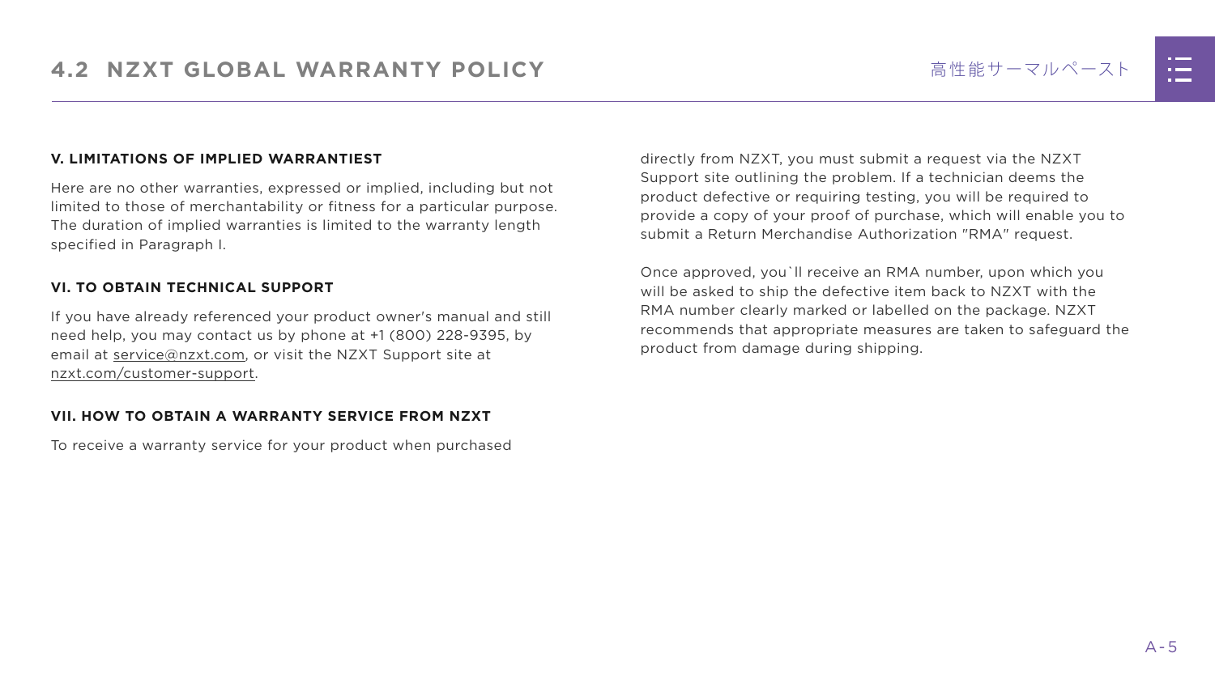## V. LIMITATIONS OF IMPLIED WARRANTIEST

Here are no other warranties, expressed or implied, including but not limited to those of merchantability or fitness for a particular purpose. The duration of implied warranties is limited to the warranty length specified in Paragraph I.

## VI. TO OBTAIN TECHNICAL SUPPORT

If you have already referenced your product owner's manual and still need help, you may contact us by phone at +1 (800) 228-9395, by email at service@nzxt.com, or visit the NZXT Support site at nzxt.com/customer-support.

## VII. HOW TO OBTAIN A WARRANTY SERVICE FROM NZXT

To receive a warranty service for your product when purchased directly from NZXT, you must submit a request via the NZXT Support site outlining the problem. If a technician deems the product defective or requiring testing, you will be required to provide a copy of your proof of purchase, which will enable you to submit a Return Merchandise Authorization "RMA" request.

Once approved, you`ll receive an RMA number, upon which you will be asked to ship the defective item back to NZXT with the RMA number clearly marked or labelled on the package. NZXT recommends that appropriate measures are taken to safeguard the product from damage during shipping.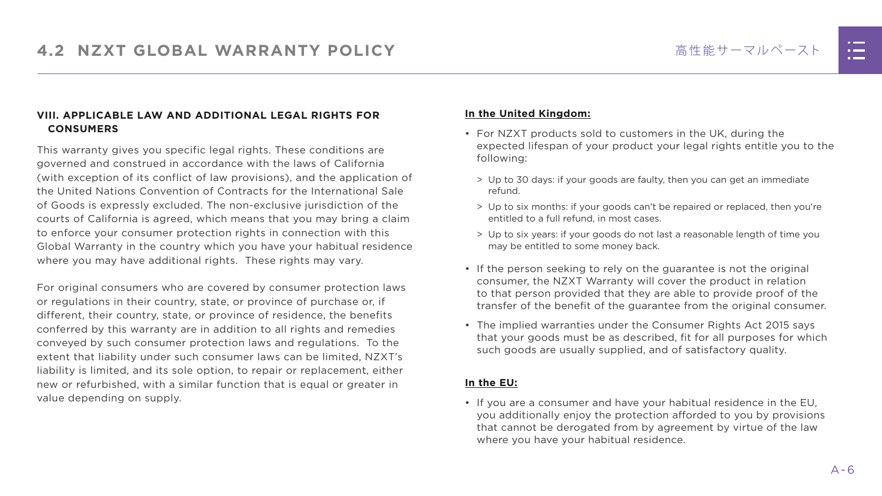## VIII. APPLICABLE LAW AND ADDITIONAL LEGAL RIGHTS FOR CONSUMERS

This warranty gives you specific legal rights. These conditions are governed and construed in accordance with the laws of California (with exception of its conflict of law provisions), and the application of the United Nations Convention of Contracts for the International Sale of Goods is expressly excluded. The non-exclusive jurisdiction of the courts of California is agreed, which means that you may bring a claim to enforce your consumer protection rights in connection with this Global Warranty in the country which you have your habitual residence where you may have additional rights. These rights may vary.

For original consumers who are covered by consumer protection laws or regulations in their country, state, or province of purchase or, if different, their country, state, or province of residence, the benefits conferred by this warranty are in addition to all rights and remedies conveyed by such consumer protection laws and regulations. To the extent that liability under such consumer laws can be limited, NZXT's liability is limited, and its sole option, to repair or replacement, either new or refurbished, with a similar function that is equal or greater in value depending on supply.

**In the United Kingdom:**

- For NZXT products sold to customers in the UK, during the expected lifespan of your product your legal rights entitle you to the following:
  - Up to 30 days: if your goods are faulty, then you can get an immediate refund.
  - Up to six months: if your goods can't be repaired or replaced, then you're entitled to a full refund, in most cases.
  - Up to six years: if your goods do not last a reasonable length of time you may be entitled to some money back.
- If the person seeking to rely on the guarantee is not the original consumer, the NZXT Warranty will cover the product in relation to that person provided that they are able to provide proof of the transfer of the benefit of the guarantee from the original consumer.
- The implied warranties under the Consumer Rights Act 2015 says that your goods must be as described, fit for all purposes for which such goods are usually supplied, and of satisfactory quality.

**In the EU:**

- If you are a consumer and have your habitual residence in the EU, you additionally enjoy the protection afforded to you by provisions that cannot be derogated from by agreement by virtue of the law where you have your habitual residence.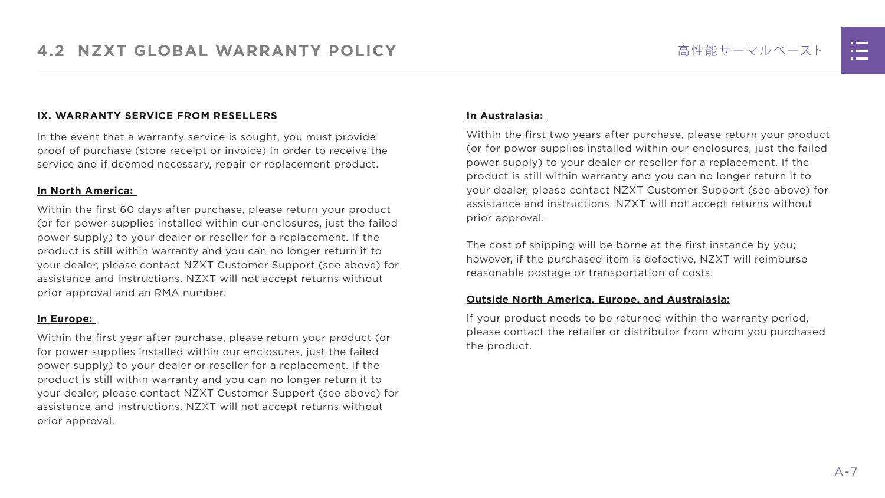## 4.2 NZXT GLOBAL WARRANTY POLICY

### IX. WARRANTY SERVICE FROM RESELLERS

In the event that a warranty service is sought, you must provide proof of purchase (store receipt or invoice) in order to receive the service and if deemed necessary, repair or replacement product.

**In North America:**

Within the first 60 days after purchase, please return your product (or for power supplies installed within our enclosures, just the failed power supply) to your dealer or reseller for a replacement. If the product is still within warranty and you can no longer return it to your dealer, please contact NZXT Customer Support (see above) for assistance and instructions. NZXT will not accept returns without prior approval and an RMA number.

**In Europe:**

Within the first year after purchase, please return your product (or for power supplies installed within our enclosures, just the failed power supply) to your dealer or reseller for a replacement. If the product is still within warranty and you can no longer return it to your dealer, please contact NZXT Customer Support (see above) for assistance and instructions. NZXT will not accept returns without prior approval.

**In Australasia:**

Within the first two years after purchase, please return your product (or for power supplies installed within our enclosures, just the failed power supply) to your dealer or reseller for a replacement. If the product is still within warranty and you can no longer return it to your dealer, please contact NZXT Customer Support (see above) for assistance and instructions. NZXT will not accept returns without prior approval.

The cost of shipping will be borne at the first instance by you; however, if the purchased item is defective, NZXT will reimburse reasonable postage or transportation of costs.

**Outside North America, Europe, and Australasia:**

If your product needs to be returned within the warranty period, please contact the retailer or distributor from whom you purchased the product.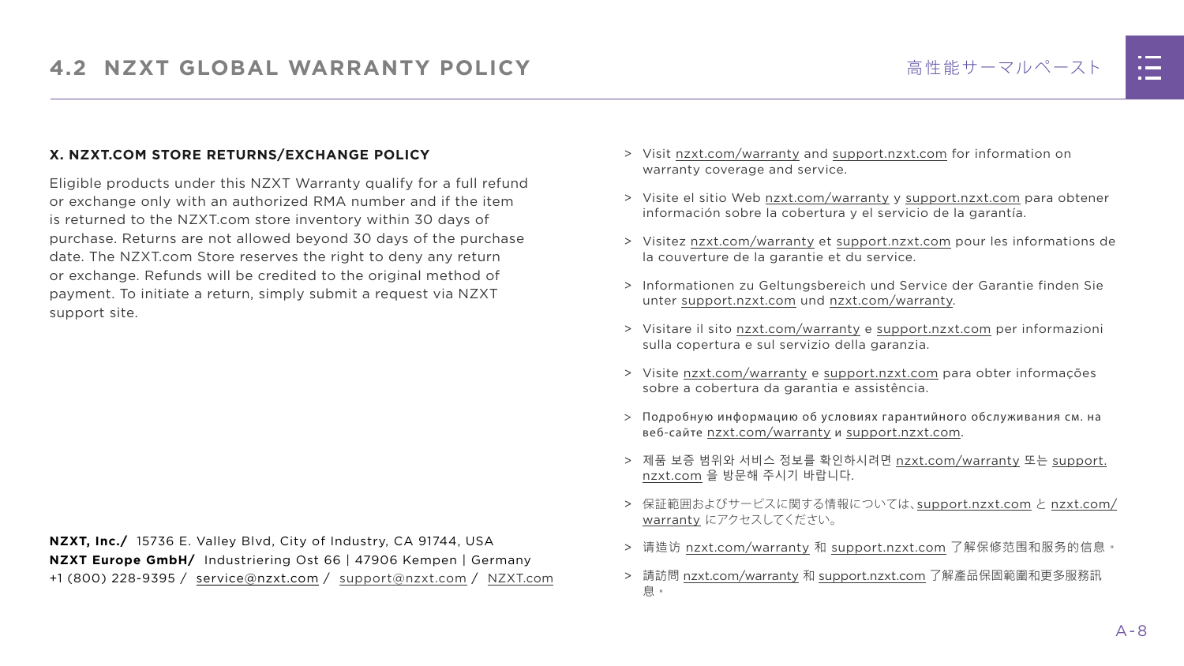## 4.2 NZXT GLOBAL WARRANTY POLICY

### X. NZXT.COM STORE RETURNS/EXCHANGE POLICY

Eligible products under this NZXT Warranty qualify for a full refund or exchange only with an authorized RMA number and if the item is returned to the NZXT.com store inventory within 30 days of purchase. Returns are not allowed beyond 30 days of the purchase date. The NZXT.com Store reserves the right to deny any return or exchange. Refunds will be credited to the original method of payment. To initiate a return, simply submit a request via NZXT support site.

**NZXT, Inc./** 15736 E. Valley Blvd, City of Industry, CA 91744, USA
**NZXT Europe GmbH/** Industriering Ost 66 | 47906 Kempen | Germany
+1 (800) 228-9395 / service@nzxt.com / support@nzxt.com / NZXT.com

> Visit nzxt.com/warranty and support.nzxt.com for information on warranty coverage and service.

> Visite el sitio Web nzxt.com/warranty y support.nzxt.com para obtener información sobre la cobertura y el servicio de la garantía.

> Visitez nzxt.com/warranty et support.nzxt.com pour les informations de la couverture de la garantie et du service.

> Informationen zu Geltungsbereich und Service der Garantie finden Sie unter support.nzxt.com und nzxt.com/warranty.

> Visitare il sito nzxt.com/warranty e support.nzxt.com per informazioni sulla copertura e sul servizio della garanzia.

> Visite nzxt.com/warranty e support.nzxt.com para obter informações sobre a cobertura da garantia e assistência.

> Подробную информацию об условиях гарантийного обслуживания см. на веб-сайте nzxt.com/warranty и support.nzxt.com.

> 제품 보증 범위와 서비스 정보를 확인하시려면 nzxt.com/warranty 또는 support.nzxt.com 을 방문해 주시기 바랍니다.

> 保証範囲およびサービスに関する情報については、support.nzxt.com と nzxt.com/warranty にアクセスしてください。

> 请造访 nzxt.com/warranty 和 support.nzxt.com 了解保修范围和服务的信息。

> 請訪問 nzxt.com/warranty 和 support.nzxt.com 了解產品保固範圍和更多服務訊息。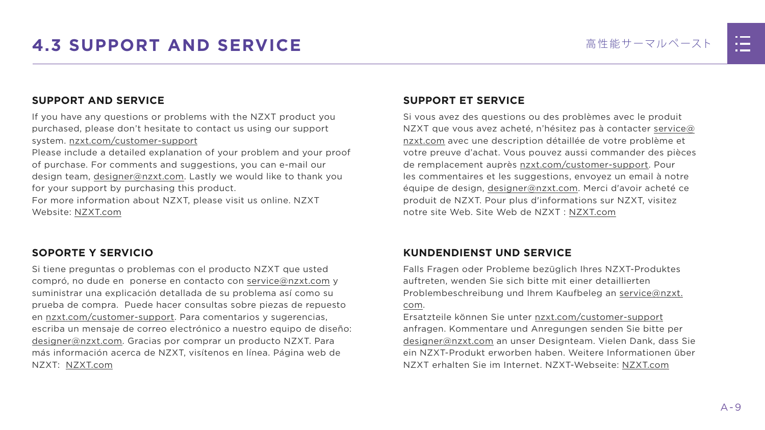# 4.3 SUPPORT AND SERVICE

## SUPPORT AND SERVICE

If you have any questions or problems with the NZXT product you purchased, please don't hesitate to contact us using our support system. nzxt.com/customer-support
Please include a detailed explanation of your problem and your proof of purchase. For comments and suggestions, you can e-mail our design team, designer@nzxt.com. Lastly we would like to thank you for your support by purchasing this product.
For more information about NZXT, please visit us online. NZXT Website: NZXT.com

## SOPORTE Y SERVICIO

Si tiene preguntas o problemas con el producto NZXT que usted compró, no dude en ponerse en contacto con service@nzxt.com y suministrar una explicación detallada de su problema así como su prueba de compra. Puede hacer consultas sobre piezas de repuesto en nzxt.com/customer-support. Para comentarios y sugerencias, escriba un mensaje de correo electrónico a nuestro equipo de diseño: designer@nzxt.com. Gracias por comprar un producto NZXT. Para más información acerca de NZXT, visítenos en línea. Página web de NZXT: NZXT.com

## SUPPORT ET SERVICE

Si vous avez des questions ou des problèmes avec le produit NZXT que vous avez acheté, n'hésitez pas à contacter service@nzxt.com avec une description détaillée de votre problème et votre preuve d'achat. Vous pouvez aussi commander des pièces de remplacement auprès nzxt.com/customer-support. Pour les commentaires et les suggestions, envoyez un email à notre équipe de design, designer@nzxt.com. Merci d'avoir acheté ce produit de NZXT. Pour plus d'informations sur NZXT, visitez notre site Web. Site Web de NZXT : NZXT.com

## KUNDENDIENST UND SERVICE

Falls Fragen oder Probleme bezüglich Ihres NZXT-Produktes auftreten, wenden Sie sich bitte mit einer detaillierten Problembeschreibung und Ihrem Kaufbeleg an service@nzxt.com.
Ersatzteile können Sie unter nzxt.com/customer-support anfragen. Kommentare und Anregungen senden Sie bitte per designer@nzxt.com an unser Designteam. Vielen Dank, dass Sie ein NZXT-Produkt erworben haben. Weitere Informationen über NZXT erhalten Sie im Internet. NZXT-Webseite: NZXT.com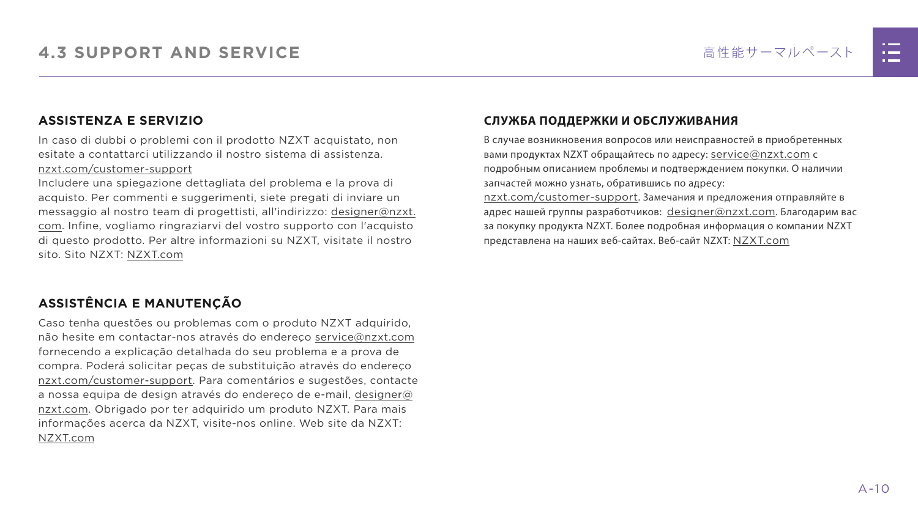## ASSISTENZA E SERVIZIO

In caso di dubbi o problemi con il prodotto NZXT acquistato, non esitate a contattarci utilizzando il nostro sistema di assistenza. nzxt.com/customer-support

Includere una spiegazione dettagliata del problema e la prova di acquisto. Per commenti e suggerimenti, siete pregati di inviare un messaggio al nostro team di progettisti, all'indirizzo: designer@nzxt.com. Infine, vogliamo ringraziarvi del vostro supporto con l'acquisto di questo prodotto. Per altre informazioni su NZXT, visitate il nostro sito. Sito NZXT: NZXT.com

## ASSISTÊNCIA E MANUTENÇÃO

Caso tenha questões ou problemas com o produto NZXT adquirido, não hesite em contactar-nos através do endereço service@nzxt.com fornecendo a explicação detalhada do seu problema e a prova de compra. Poderá solicitar peças de substituição através do endereço nzxt.com/customer-support. Para comentários e sugestões, contacte a nossa equipa de design através do endereço de e-mail, designer@nzxt.com. Obrigado por ter adquirido um produto NZXT. Para mais informações acerca da NZXT, visite-nos online. Web site da NZXT: NZXT.com

## СЛУЖБА ПОДДЕРЖКИ И ОБСЛУЖИВАНИЯ

В случае возникновения вопросов или неисправностей в приобретенных вами продуктах NZXT обращайтесь по адресу: service@nzxt.com с подробным описанием проблемы и подтверждением покупки. О наличии запчастей можно узнать, обратившись по адресу: nzxt.com/customer-support. Замечания и предложения отправляйте в адрес нашей группы разработчиков: designer@nzxt.com. Благодарим вас за покупку продукта NZXT. Более подробная информация о компании NZXT представлена на наших веб-сайтах. Веб-сайт NZXT: NZXT.com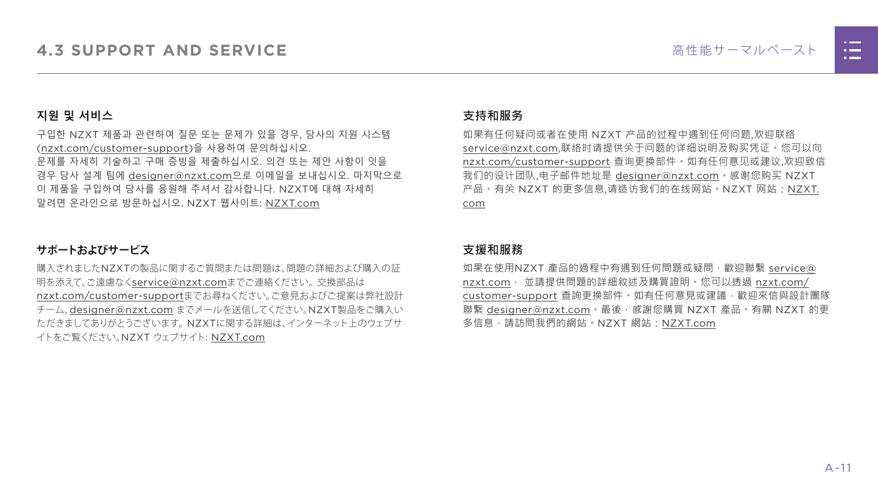# 4.3 SUPPORT AND SERVICE

### 지원 및 서비스

구입한 NZXT 제품과 관련하여 질문 또는 문제가 있을 경우, 당사의 지원 시스템 (nzxt.com/customer-support)을 사용하여 문의하십시오.
문제를 자세히 기술하고 구매 증빙을 제출하십시오. 의견 또는 제안 사항이 잇을 경우 당사 설계 팀에 designer@nzxt.com으로 이메일을 보내십시오. 마지막으로 이 제품을 구입하여 당사를 응원해 주셔서 감사합니다. NZXT에 대해 자세히 알려면 온라인으로 방문하십시오. NZXT 웹사이트: NZXT.com

### サポートおよびサービス

購入されましたNZXTの製品に関するご質問または問題は、問題の詳細および購入の証明を添えて、ご遠慮なくservice@nzxt.comまでご連絡ください。交換部品は nzxt.com/customer-supportまでお尋ねください。ご意見およびご提案は弊社設計チーム、designer@nzxt.com までメールを送信してください。NZXT製品をご購入いただきましてありがとうございます。NZXTに関する詳細は、インターネット上のウェブサイトをご覧ください。NZXT ウェブサイト: NZXT.com

### 支持和服务

如果有任何疑问或者在使用 NZXT 产品的过程中遇到任何问题,欢迎联络 service@nzxt.com,联络时请提供关于问题的详细说明及购买凭证。您可以向 nzxt.com/customer-support 查询更换部件。如有任何意见或建议,欢迎致信我们的设计团队,电子邮件地址是 designer@nzxt.com。感谢您购买 NZXT 产品。有关 NZXT 的更多信息,请造访我们的在线网站。NZXT 网站：NZXT.com

### 支援和服務

如果在使用NZXT 產品的過程中有遇到任何問題或疑問，歡迎聯繫 service@nzxt.com， 並請提供問題的詳細敘述及購買證明。您可以透過 nzxt.com/customer-support 查詢更換部件。如有任何意見或建議，歡迎來信與設計團隊聯繫 designer@nzxt.com。最後，感謝您購買 NZXT 產品。有關 NZXT 的更多信息，請訪問我們的網站。NZXT 網站：NZXT.com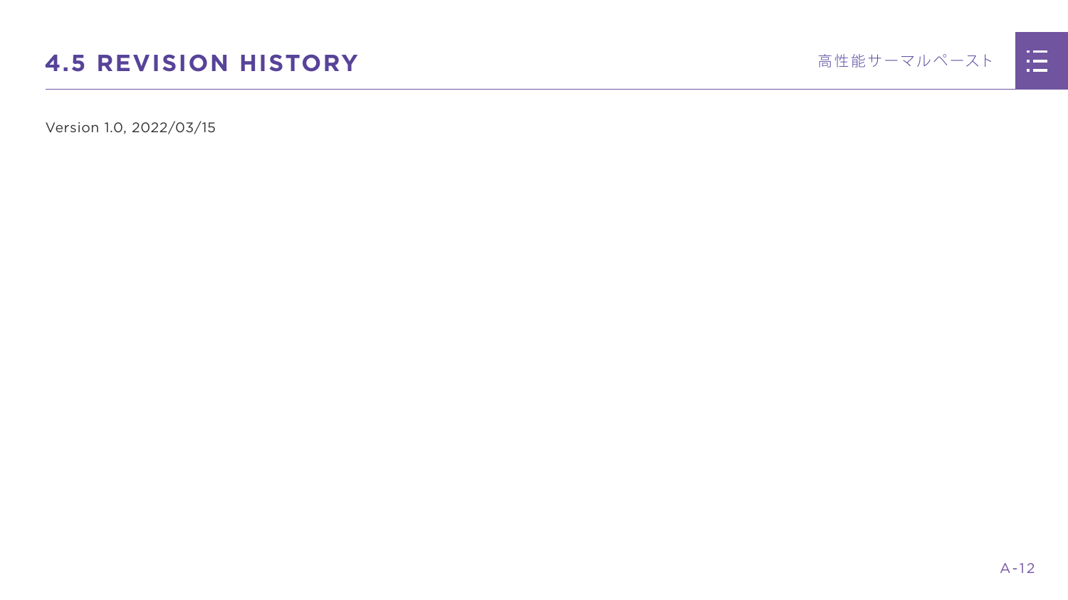## 4.5 REVISION HISTORY

Version 1.0, 2022/03/15